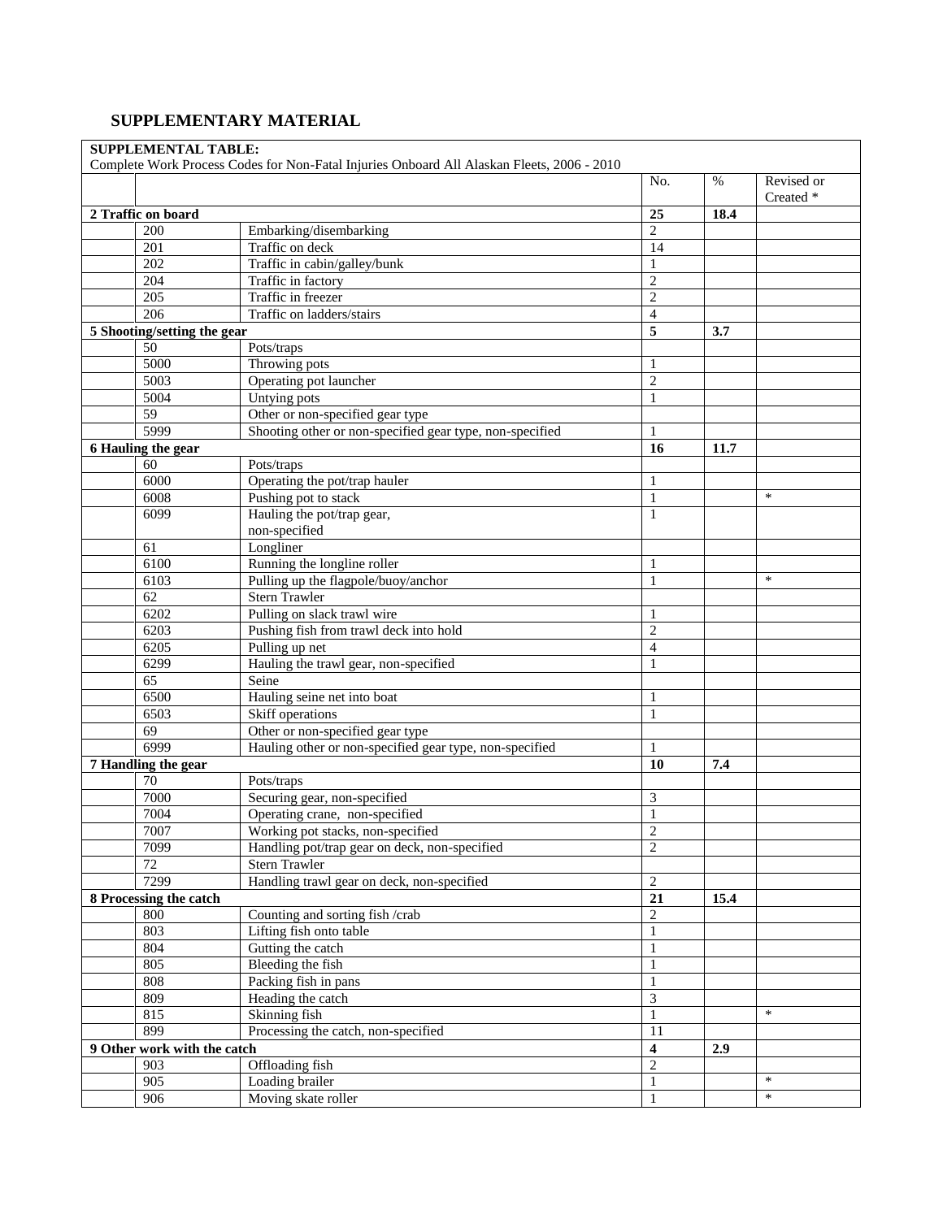## SUPPLEMENTARY MATERIAL

**SUPPLEMENTAL TABLE:**
Complete Work Process Codes for Non-Fatal Injuries Onboard All Alaskan Fleets, 2006 - 2010

| | | | No. | % | Revised or Created * |
|---|---|---|---|---|---|
| **2 Traffic on board** | | | **25** | **18.4** | |
| | 200 | Embarking/disembarking | 2 | | |
| | 201 | Traffic on deck | 14 | | |
| | 202 | Traffic in cabin/galley/bunk | 1 | | |
| | 204 | Traffic in factory | 2 | | |
| | 205 | Traffic in freezer | 2 | | |
| | 206 | Traffic on ladders/stairs | 4 | | |
| **5 Shooting/setting the gear** | | | **5** | **3.7** | |
| | 50 | Pots/traps | | | |
| | 5000 | Throwing pots | 1 | | |
| | 5003 | Operating pot launcher | 2 | | |
| | 5004 | Untying pots | 1 | | |
| | 59 | Other or non-specified gear type | | | |
| | 5999 | Shooting other or non-specified gear type, non-specified | 1 | | |
| **6 Hauling the gear** | | | **16** | **11.7** | |
| | 60 | Pots/traps | | | |
| | 6000 | Operating the pot/trap hauler | 1 | | |
| | 6008 | Pushing pot to stack | 1 | | * |
| | 6099 | Hauling the pot/trap gear, non-specified | 1 | | |
| | 61 | Longliner | | | |
| | 6100 | Running the longline roller | 1 | | |
| | 6103 | Pulling up the flagpole/buoy/anchor | 1 | | * |
| | 62 | Stern Trawler | | | |
| | 6202 | Pulling on slack trawl wire | 1 | | |
| | 6203 | Pushing fish from trawl deck into hold | 2 | | |
| | 6205 | Pulling up net | 4 | | |
| | 6299 | Hauling the trawl gear, non-specified | 1 | | |
| | 65 | Seine | | | |
| | 6500 | Hauling seine net into boat | 1 | | |
| | 6503 | Skiff operations | 1 | | |
| | 69 | Other or non-specified gear type | | | |
| | 6999 | Hauling other or non-specified gear type, non-specified | 1 | | |
| **7 Handling the gear** | | | **10** | **7.4** | |
| | 70 | Pots/traps | | | |
| | 7000 | Securing gear, non-specified | 3 | | |
| | 7004 | Operating crane, non-specified | 1 | | |
| | 7007 | Working pot stacks, non-specified | 2 | | |
| | 7099 | Handling pot/trap gear on deck, non-specified | 2 | | |
| | 72 | Stern Trawler | | | |
| | 7299 | Handling trawl gear on deck, non-specified | 2 | | |
| **8 Processing the catch** | | | **21** | **15.4** | |
| | 800 | Counting and sorting fish /crab | 2 | | |
| | 803 | Lifting fish onto table | 1 | | |
| | 804 | Gutting the catch | 1 | | |
| | 805 | Bleeding the fish | 1 | | |
| | 808 | Packing fish in pans | 1 | | |
| | 809 | Heading the catch | 3 | | |
| | 815 | Skinning fish | 1 | | * |
| | 899 | Processing the catch, non-specified | 11 | | |
| **9 Other work with the catch** | | | **4** | **2.9** | |
| | 903 | Offloading fish | 2 | | |
| | 905 | Loading brailer | 1 | | * |
| | 906 | Moving skate roller | 1 | | * |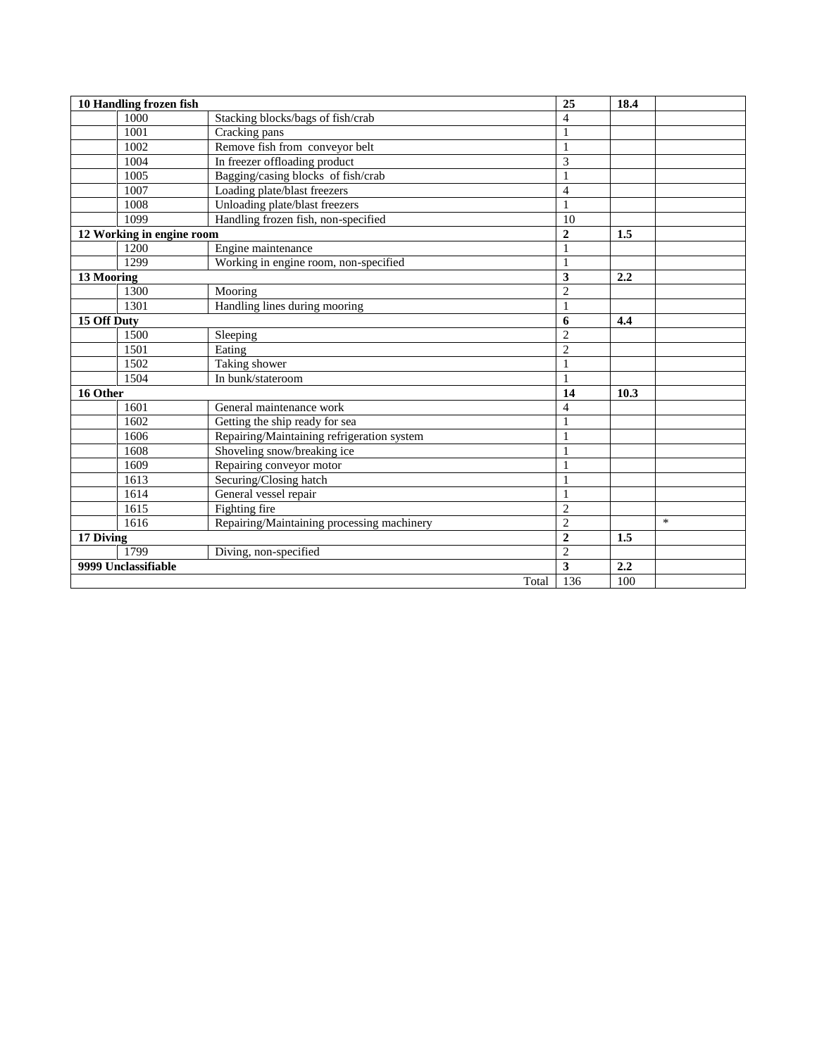| | | | | | |
|---|---|---|---|---|---|
| **10 Handling frozen fish** | | | **25** | **18.4** | |
| | 1000 | Stacking blocks/bags of fish/crab | 4 | | |
| | 1001 | Cracking pans | 1 | | |
| | 1002 | Remove fish from conveyor belt | 1 | | |
| | 1004 | In freezer offloading product | 3 | | |
| | 1005 | Bagging/casing blocks of fish/crab | 1 | | |
| | 1007 | Loading plate/blast freezers | 4 | | |
| | 1008 | Unloading plate/blast freezers | 1 | | |
| | 1099 | Handling frozen fish, non-specified | 10 | | |
| **12 Working in engine room** | | | **2** | **1.5** | |
| | 1200 | Engine maintenance | 1 | | |
| | 1299 | Working in engine room, non-specified | 1 | | |
| **13 Mooring** | | | **3** | **2.2** | |
| | 1300 | Mooring | 2 | | |
| | 1301 | Handling lines during mooring | 1 | | |
| **15 Off Duty** | | | **6** | **4.4** | |
| | 1500 | Sleeping | 2 | | |
| | 1501 | Eating | 2 | | |
| | 1502 | Taking shower | 1 | | |
| | 1504 | In bunk/stateroom | 1 | | |
| **16 Other** | | | **14** | **10.3** | |
| | 1601 | General maintenance work | 4 | | |
| | 1602 | Getting the ship ready for sea | 1 | | |
| | 1606 | Repairing/Maintaining refrigeration system | 1 | | |
| | 1608 | Shoveling snow/breaking ice | 1 | | |
| | 1609 | Repairing conveyor motor | 1 | | |
| | 1613 | Securing/Closing hatch | 1 | | |
| | 1614 | General vessel repair | 1 | | |
| | 1615 | Fighting fire | 2 | | |
| | 1616 | Repairing/Maintaining processing machinery | 2 | | * |
| **17 Diving** | | | **2** | **1.5** | |
| | 1799 | Diving, non-specified | 2 | | |
| **9999 Unclassifiable** | | | **3** | **2.2** | |
| | | Total | 136 | 100 | |